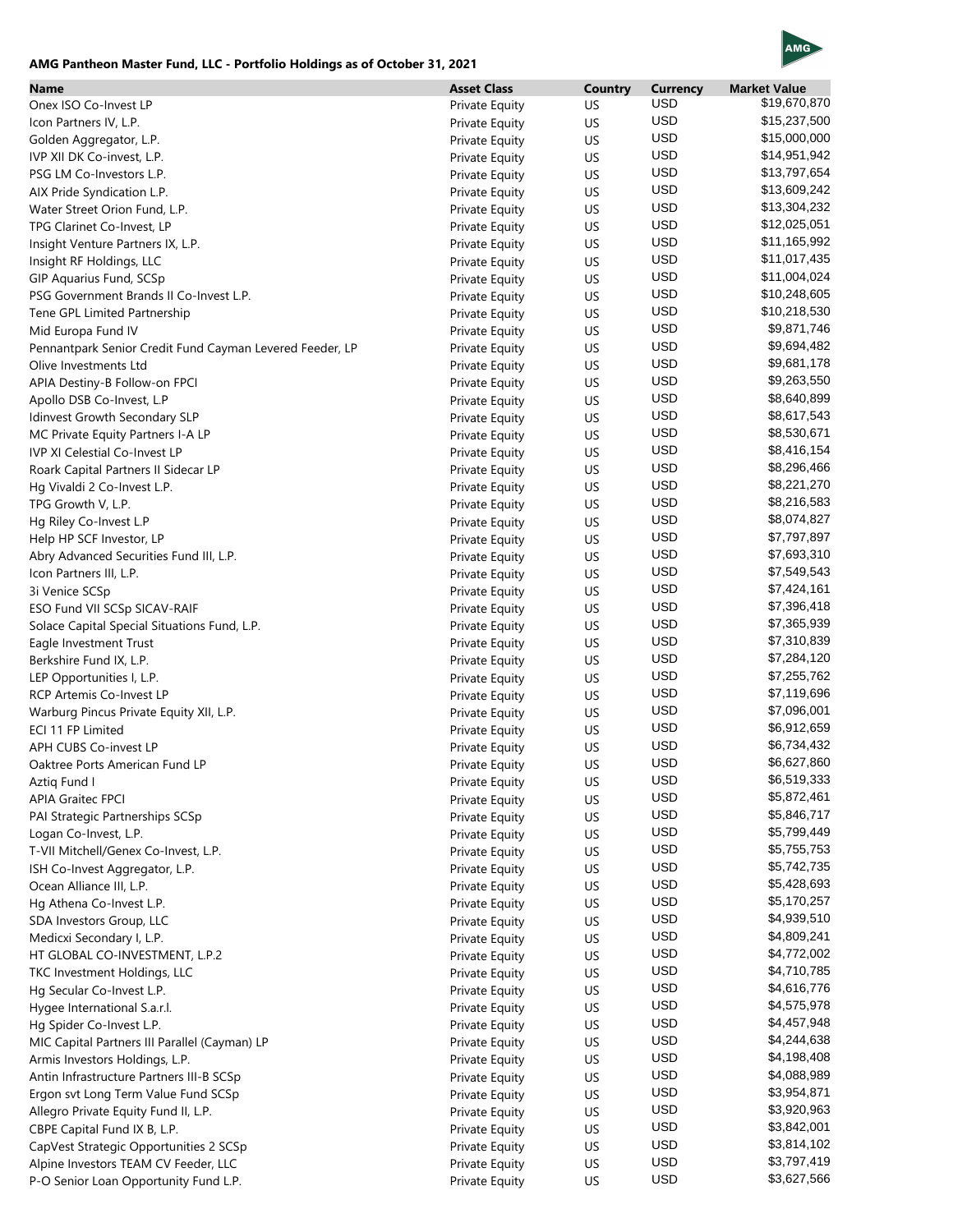**AMG Pantheon Master Fund, LLC - Portfolio Holdings as of October 31, 2021**

| Name | Asset Class | Country | Currency | Market Value |
|---|---|---|---|---|
| Onex ISO Co-Invest LP | Private Equity | US | USD | $19,670,870 |
| Icon Partners IV, L.P. | Private Equity | US | USD | $15,237,500 |
| Golden Aggregator, L.P. | Private Equity | US | USD | $15,000,000 |
| IVP XII DK Co-invest, L.P. | Private Equity | US | USD | $14,951,942 |
| PSG LM Co-Investors L.P. | Private Equity | US | USD | $13,797,654 |
| AIX Pride Syndication L.P. | Private Equity | US | USD | $13,609,242 |
| Water Street Orion Fund, L.P. | Private Equity | US | USD | $13,304,232 |
| TPG Clarinet Co-Invest, LP | Private Equity | US | USD | $12,025,051 |
| Insight Venture Partners IX, L.P. | Private Equity | US | USD | $11,165,992 |
| Insight RF Holdings, LLC | Private Equity | US | USD | $11,017,435 |
| GIP Aquarius Fund, SCSp | Private Equity | US | USD | $11,004,024 |
| PSG Government Brands II Co-Invest L.P. | Private Equity | US | USD | $10,248,605 |
| Tene GPL Limited Partnership | Private Equity | US | USD | $10,218,530 |
| Mid Europa Fund IV | Private Equity | US | USD | $9,871,746 |
| Pennantpark Senior Credit Fund Cayman Levered Feeder, LP | Private Equity | US | USD | $9,694,482 |
| Olive Investments Ltd | Private Equity | US | USD | $9,681,178 |
| APIA Destiny-B Follow-on FPCI | Private Equity | US | USD | $9,263,550 |
| Apollo DSB Co-Invest, L.P | Private Equity | US | USD | $8,640,899 |
| Idinvest Growth Secondary SLP | Private Equity | US | USD | $8,617,543 |
| MC Private Equity Partners I-A LP | Private Equity | US | USD | $8,530,671 |
| IVP XI Celestial Co-Invest LP | Private Equity | US | USD | $8,416,154 |
| Roark Capital Partners II Sidecar LP | Private Equity | US | USD | $8,296,466 |
| Hg Vivaldi 2 Co-Invest L.P. | Private Equity | US | USD | $8,221,270 |
| TPG Growth V, L.P. | Private Equity | US | USD | $8,216,583 |
| Hg Riley Co-Invest L.P | Private Equity | US | USD | $8,074,827 |
| Help HP SCF Investor, LP | Private Equity | US | USD | $7,797,897 |
| Abry Advanced Securities Fund III, L.P. | Private Equity | US | USD | $7,693,310 |
| Icon Partners III, L.P. | Private Equity | US | USD | $7,549,543 |
| 3i Venice SCSp | Private Equity | US | USD | $7,424,161 |
| ESO Fund VII SCSp SICAV-RAIF | Private Equity | US | USD | $7,396,418 |
| Solace Capital Special Situations Fund, L.P. | Private Equity | US | USD | $7,365,939 |
| Eagle Investment Trust | Private Equity | US | USD | $7,310,839 |
| Berkshire Fund IX, L.P. | Private Equity | US | USD | $7,284,120 |
| LEP Opportunities I, L.P. | Private Equity | US | USD | $7,255,762 |
| RCP Artemis Co-Invest LP | Private Equity | US | USD | $7,119,696 |
| Warburg Pincus Private Equity XII, L.P. | Private Equity | US | USD | $7,096,001 |
| ECI 11 FP Limited | Private Equity | US | USD | $6,912,659 |
| APH CUBS Co-invest LP | Private Equity | US | USD | $6,734,432 |
| Oaktree Ports American Fund LP | Private Equity | US | USD | $6,627,860 |
| Aztiq Fund I | Private Equity | US | USD | $6,519,333 |
| APIA Graitec FPCI | Private Equity | US | USD | $5,872,461 |
| PAI Strategic Partnerships SCSp | Private Equity | US | USD | $5,846,717 |
| Logan Co-Invest, L.P. | Private Equity | US | USD | $5,799,449 |
| T-VII Mitchell/Genex Co-Invest, L.P. | Private Equity | US | USD | $5,755,753 |
| ISH Co-Invest Aggregator, L.P. | Private Equity | US | USD | $5,742,735 |
| Ocean Alliance III, L.P. | Private Equity | US | USD | $5,428,693 |
| Hg Athena Co-Invest L.P. | Private Equity | US | USD | $5,170,257 |
| SDA Investors Group, LLC | Private Equity | US | USD | $4,939,510 |
| Medicxi Secondary I, L.P. | Private Equity | US | USD | $4,809,241 |
| HT GLOBAL CO-INVESTMENT, L.P.2 | Private Equity | US | USD | $4,772,002 |
| TKC Investment Holdings, LLC | Private Equity | US | USD | $4,710,785 |
| Hg Secular Co-Invest L.P. | Private Equity | US | USD | $4,616,776 |
| Hygee International S.a.r.l. | Private Equity | US | USD | $4,575,978 |
| Hg Spider Co-Invest L.P. | Private Equity | US | USD | $4,457,948 |
| MIC Capital Partners III Parallel (Cayman) LP | Private Equity | US | USD | $4,244,638 |
| Armis Investors Holdings, L.P. | Private Equity | US | USD | $4,198,408 |
| Antin Infrastructure Partners III-B SCSp | Private Equity | US | USD | $4,088,989 |
| Ergon svt Long Term Value Fund SCSp | Private Equity | US | USD | $3,954,871 |
| Allegro Private Equity Fund II, L.P. | Private Equity | US | USD | $3,920,963 |
| CBPE Capital Fund IX B, L.P. | Private Equity | US | USD | $3,842,001 |
| CapVest Strategic Opportunities 2 SCSp | Private Equity | US | USD | $3,814,102 |
| Alpine Investors TEAM CV Feeder, LLC | Private Equity | US | USD | $3,797,419 |
| P-O Senior Loan Opportunity Fund L.P. | Private Equity | US | USD | $3,627,566 |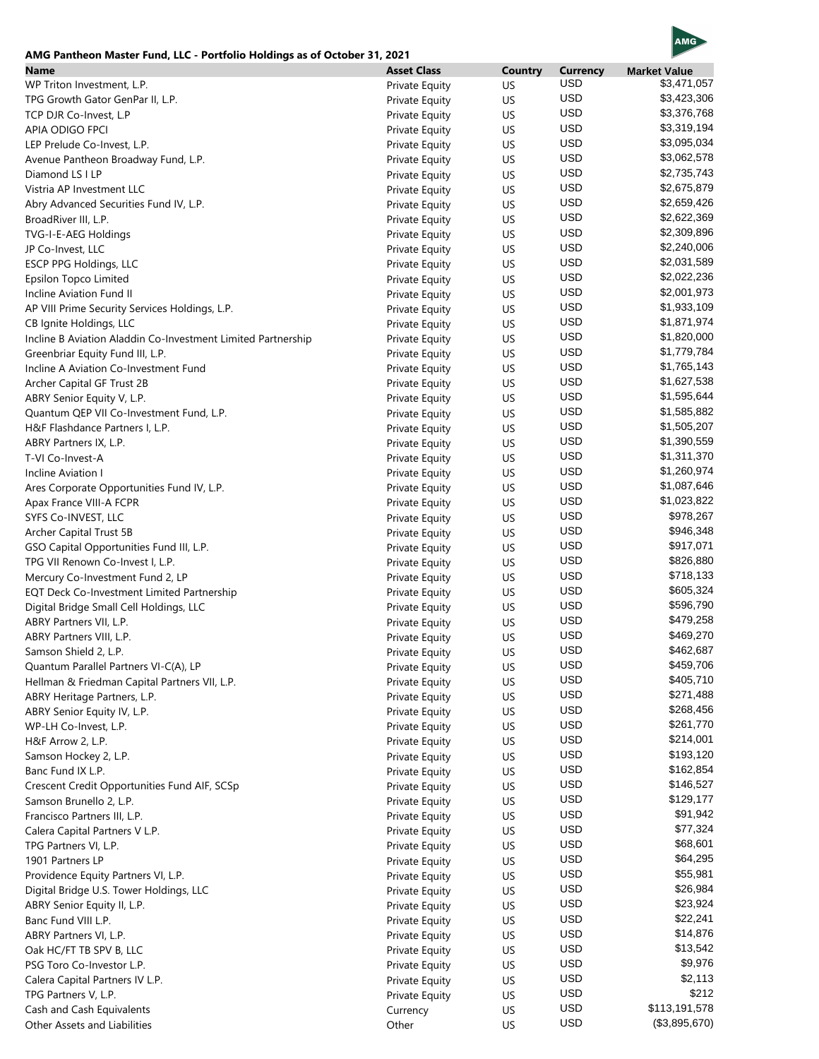**AMG Pantheon Master Fund, LLC - Portfolio Holdings as of October 31, 2021**

| Name | Asset Class | Country | Currency | Market Value |
|---|---|---|---|---|
| WP Triton Investment, L.P. | Private Equity | US | USD | $3,471,057 |
| TPG Growth Gator GenPar II, L.P. | Private Equity | US | USD | $3,423,306 |
| TCP DJR Co-Invest, L.P | Private Equity | US | USD | $3,376,768 |
| APIA ODIGO FPCI | Private Equity | US | USD | $3,319,194 |
| LEP Prelude Co-Invest, L.P. | Private Equity | US | USD | $3,095,034 |
| Avenue Pantheon Broadway Fund, L.P. | Private Equity | US | USD | $3,062,578 |
| Diamond LS I LP | Private Equity | US | USD | $2,735,743 |
| Vistria AP Investment LLC | Private Equity | US | USD | $2,675,879 |
| Abry Advanced Securities Fund IV, L.P. | Private Equity | US | USD | $2,659,426 |
| BroadRiver III, L.P. | Private Equity | US | USD | $2,622,369 |
| TVG-I-E-AEG Holdings | Private Equity | US | USD | $2,309,896 |
| JP Co-Invest, LLC | Private Equity | US | USD | $2,240,006 |
| ESCP PPG Holdings, LLC | Private Equity | US | USD | $2,031,589 |
| Epsilon Topco Limited | Private Equity | US | USD | $2,022,236 |
| Incline Aviation Fund II | Private Equity | US | USD | $2,001,973 |
| AP VIII Prime Security Services Holdings, L.P. | Private Equity | US | USD | $1,933,109 |
| CB Ignite Holdings, LLC | Private Equity | US | USD | $1,871,974 |
| Incline B Aviation Aladdin Co-Investment Limited Partnership | Private Equity | US | USD | $1,820,000 |
| Greenbriar Equity Fund III, L.P. | Private Equity | US | USD | $1,779,784 |
| Incline A Aviation Co-Investment Fund | Private Equity | US | USD | $1,765,143 |
| Archer Capital GF Trust 2B | Private Equity | US | USD | $1,627,538 |
| ABRY Senior Equity V, L.P. | Private Equity | US | USD | $1,595,644 |
| Quantum QEP VII Co-Investment Fund, L.P. | Private Equity | US | USD | $1,585,882 |
| H&F Flashdance Partners I, L.P. | Private Equity | US | USD | $1,505,207 |
| ABRY Partners IX, L.P. | Private Equity | US | USD | $1,390,559 |
| T-VI Co-Invest-A | Private Equity | US | USD | $1,311,370 |
| Incline Aviation I | Private Equity | US | USD | $1,260,974 |
| Ares Corporate Opportunities Fund IV, L.P. | Private Equity | US | USD | $1,087,646 |
| Apax France VIII-A FCPR | Private Equity | US | USD | $1,023,822 |
| SYFS Co-INVEST, LLC | Private Equity | US | USD | $978,267 |
| Archer Capital Trust 5B | Private Equity | US | USD | $946,348 |
| GSO Capital Opportunities Fund III, L.P. | Private Equity | US | USD | $917,071 |
| TPG VII Renown Co-Invest I, L.P. | Private Equity | US | USD | $826,880 |
| Mercury Co-Investment Fund 2, LP | Private Equity | US | USD | $718,133 |
| EQT Deck Co-Investment Limited Partnership | Private Equity | US | USD | $605,324 |
| Digital Bridge Small Cell Holdings, LLC | Private Equity | US | USD | $596,790 |
| ABRY Partners VII, L.P. | Private Equity | US | USD | $479,258 |
| ABRY Partners VIII, L.P. | Private Equity | US | USD | $469,270 |
| Samson Shield 2, L.P. | Private Equity | US | USD | $462,687 |
| Quantum Parallel Partners VI-C(A), LP | Private Equity | US | USD | $459,706 |
| Hellman & Friedman Capital Partners VII, L.P. | Private Equity | US | USD | $405,710 |
| ABRY Heritage Partners, L.P. | Private Equity | US | USD | $271,488 |
| ABRY Senior Equity IV, L.P. | Private Equity | US | USD | $268,456 |
| WP-LH Co-Invest, L.P. | Private Equity | US | USD | $261,770 |
| H&F Arrow 2, L.P. | Private Equity | US | USD | $214,001 |
| Samson Hockey 2, L.P. | Private Equity | US | USD | $193,120 |
| Banc Fund IX L.P. | Private Equity | US | USD | $162,854 |
| Crescent Credit Opportunities Fund AIF, SCSp | Private Equity | US | USD | $146,527 |
| Samson Brunello 2, L.P. | Private Equity | US | USD | $129,177 |
| Francisco Partners III, L.P. | Private Equity | US | USD | $91,942 |
| Calera Capital Partners V L.P. | Private Equity | US | USD | $77,324 |
| TPG Partners VI, L.P. | Private Equity | US | USD | $68,601 |
| 1901 Partners LP | Private Equity | US | USD | $64,295 |
| Providence Equity Partners VI, L.P. | Private Equity | US | USD | $55,981 |
| Digital Bridge U.S. Tower Holdings, LLC | Private Equity | US | USD | $26,984 |
| ABRY Senior Equity II, L.P. | Private Equity | US | USD | $23,924 |
| Banc Fund VIII L.P. | Private Equity | US | USD | $22,241 |
| ABRY Partners VI, L.P. | Private Equity | US | USD | $14,876 |
| Oak HC/FT TB SPV B, LLC | Private Equity | US | USD | $13,542 |
| PSG Toro Co-Investor L.P. | Private Equity | US | USD | $9,976 |
| Calera Capital Partners IV L.P. | Private Equity | US | USD | $2,113 |
| TPG Partners V, L.P. | Private Equity | US | USD | $212 |
| Cash and Cash Equivalents | Currency | US | USD | $113,191,578 |
| Other Assets and Liabilities | Other | US | USD | ($3,895,670) |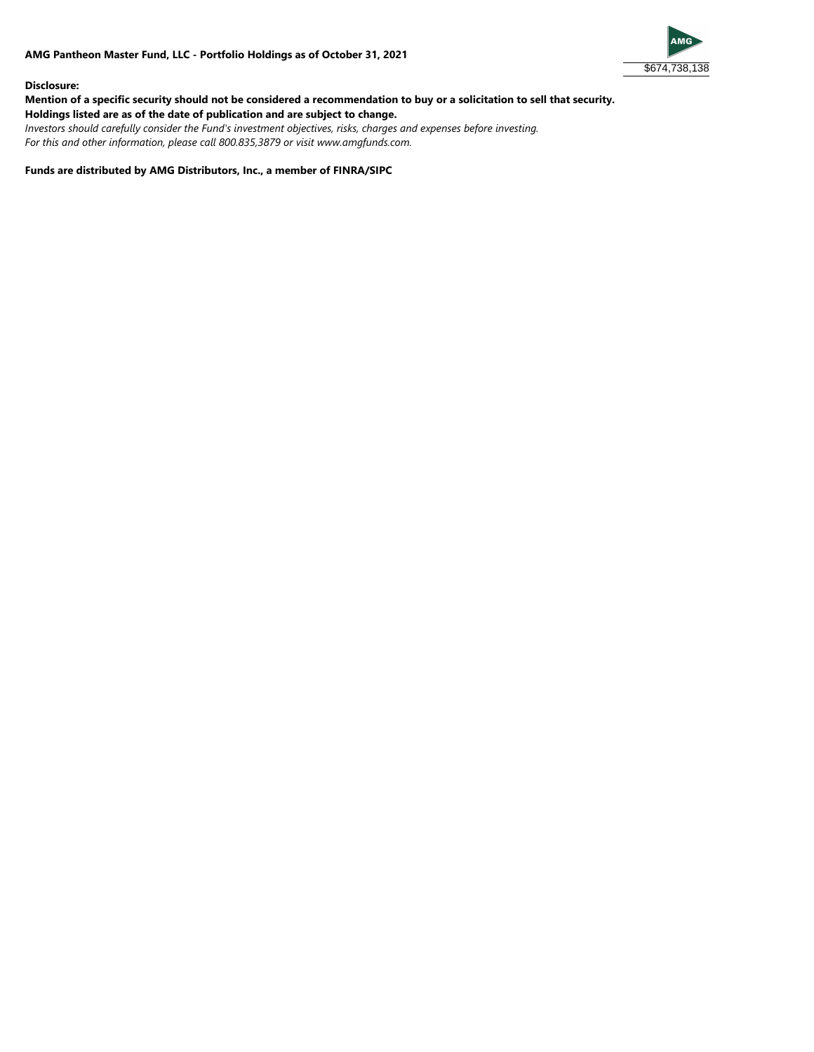**AMG Pantheon Master Fund, LLC - Portfolio Holdings as of October 31, 2021**

AMG

$674,738,138

**Disclosure:**

**Mention of a specific security should not be considered a recommendation to buy or a solicitation to sell that security.**
**Holdings listed are as of the date of publication and are subject to change.**

*Investors should carefully consider the Fund's investment objectives, risks, charges and expenses before investing.*
*For this and other information, please call 800.835,3879 or visit www.amgfunds.com.*

**Funds are distributed by AMG Distributors, Inc., a member of FINRA/SIPC**